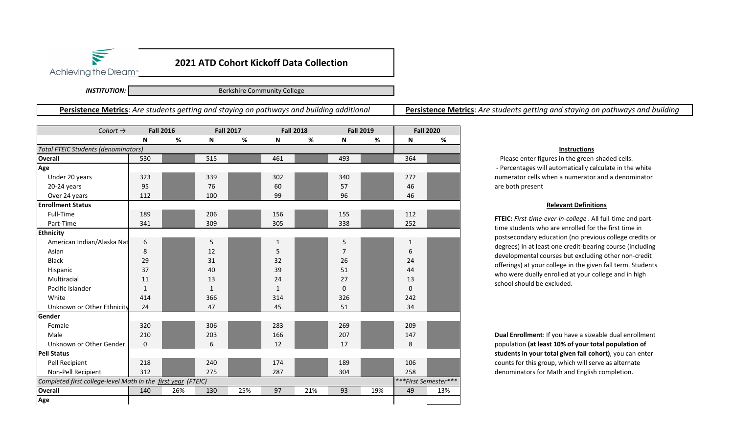Achieving the Dream

# 2021 ATD Cohort Kickoff Data Collection

***INSTITUTION:*** Berkshire Community College

**Persistence Metrics**: *Are students getting and staying on pathways and building additional*

| *Cohort →* | Fall 2016 | | Fall 2017 | | Fall 2018 | | Fall 2019 | | Fall 2020 | |
|---|---|---|---|---|---|---|---|---|---|---|
| | N | % | N | % | N | % | N | % | N | % |
| *Total FTEIC Students (denominators)* | | | | | | | | | | |
| **Overall** | 530 | | 515 | | 461 | | 493 | | 364 | |
| **Age** | | | | | | | | | | |
| Under 20 years | 323 | | 339 | | 302 | | 340 | | 272 | |
| 20-24 years | 95 | | 76 | | 60 | | 57 | | 46 | |
| Over 24 years | 112 | | 100 | | 99 | | 96 | | 46 | |
| **Enrollment Status** | | | | | | | | | | |
| Full-Time | 189 | | 206 | | 156 | | 155 | | 112 | |
| Part-Time | 341 | | 309 | | 305 | | 338 | | 252 | |
| **Ethnicity** | | | | | | | | | | |
| American Indian/Alaska Nat | 6 | | 5 | | 1 | | 5 | | 1 | |
| Asian | 8 | | 12 | | 5 | | 7 | | 6 | |
| Black | 29 | | 31 | | 32 | | 26 | | 24 | |
| Hispanic | 37 | | 40 | | 39 | | 51 | | 44 | |
| Multiracial | 11 | | 13 | | 24 | | 27 | | 13 | |
| Pacific Islander | 1 | | 1 | | 1 | | 0 | | 0 | |
| White | 414 | | 366 | | 314 | | 326 | | 242 | |
| Unknown or Other Ethnicity | 24 | | 47 | | 45 | | 51 | | 34 | |
| **Gender** | | | | | | | | | | |
| Female | 320 | | 306 | | 283 | | 269 | | 209 | |
| Male | 210 | | 203 | | 166 | | 207 | | 147 | |
| Unknown or Other Gender | 0 | | 6 | | 12 | | 17 | | 8 | |
| **Pell Status** | | | | | | | | | | |
| Pell Recipient | 218 | | 240 | | 174 | | 189 | | 106 | |
| Non-Pell Recipient | 312 | | 275 | | 287 | | 304 | | 258 | |
| *Completed first college-level Math in the first year (FTEIC)* | | | | | | | | | *\*\*\*First Semester\*\*\** | |
| **Overall** | 140 | 26% | 130 | 25% | 97 | 21% | 93 | 19% | 49 | 13% |
| **Age** | | | | | | | | | | |

**Persistence Metrics**: *Are students getting and staying on pathways and building*

**Instructions**

- Please enter figures in the green-shaded cells.
- Percentages will automatically calculate in the white numerator cells when a numerator and a denominator are both present

**Relevant Definitions**

**FTEIC:** *First-time-ever-in-college* . All full-time and part-time students who are enrolled for the first time in postsecondary education (no previous college credits or degrees) in at least one credit-bearing course (including developmental courses but excluding other non-credit offerings) at your college in the given fall term. Students who were dually enrolled at your college and in high school should be excluded.

**Dual Enrollment**: If you have a sizeable dual enrollment population **(at least 10% of your total population of students in your total given fall cohort)**, you can enter counts for this group, which will serve as alternate denominators for Math and English completion.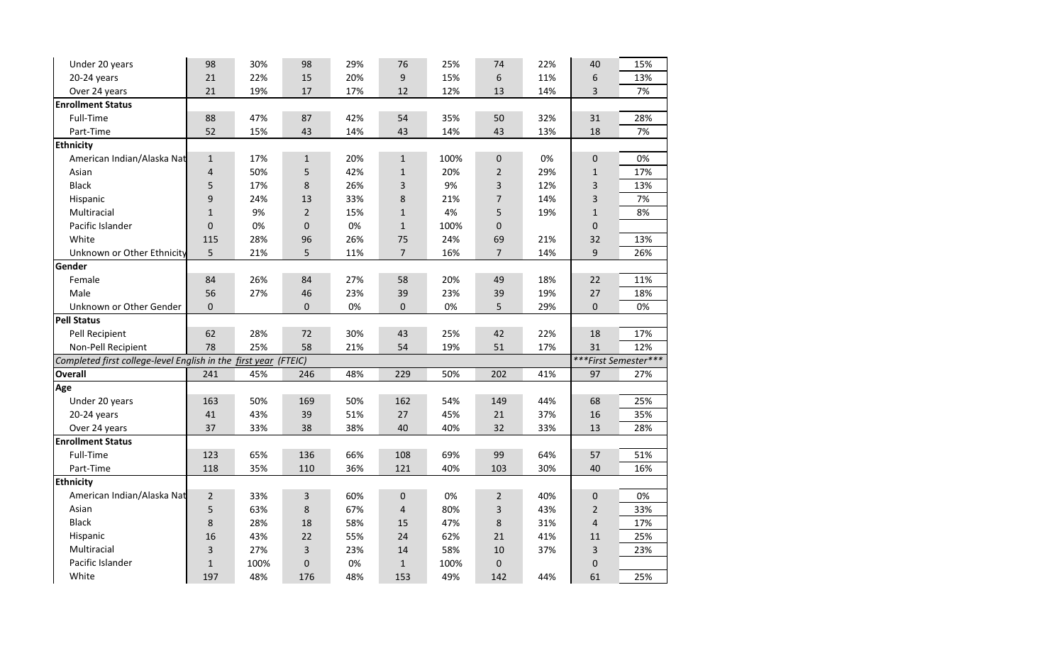| | | | | | | | | | | |
|---|---|---|---|---|---|---|---|---|---|---|
| Under 20 years | 98 | 30% | 98 | 29% | 76 | 25% | 74 | 22% | 40 | 15% |
| 20-24 years | 21 | 22% | 15 | 20% | 9 | 15% | 6 | 11% | 6 | 13% |
| Over 24 years | 21 | 19% | 17 | 17% | 12 | 12% | 13 | 14% | 3 | 7% |
| **Enrollment Status** | | | | | | | | | | |
| Full-Time | 88 | 47% | 87 | 42% | 54 | 35% | 50 | 32% | 31 | 28% |
| Part-Time | 52 | 15% | 43 | 14% | 43 | 14% | 43 | 13% | 18 | 7% |
| **Ethnicity** | | | | | | | | | | |
| American Indian/Alaska Nat | 1 | 17% | 1 | 20% | 1 | 100% | 0 | 0% | 0 | 0% |
| Asian | 4 | 50% | 5 | 42% | 1 | 20% | 2 | 29% | 1 | 17% |
| Black | 5 | 17% | 8 | 26% | 3 | 9% | 3 | 12% | 3 | 13% |
| Hispanic | 9 | 24% | 13 | 33% | 8 | 21% | 7 | 14% | 3 | 7% |
| Multiracial | 1 | 9% | 2 | 15% | 1 | 4% | 5 | 19% | 1 | 8% |
| Pacific Islander | 0 | 0% | 0 | 0% | 1 | 100% | 0 | | 0 | |
| White | 115 | 28% | 96 | 26% | 75 | 24% | 69 | 21% | 32 | 13% |
| Unknown or Other Ethnicity | 5 | 21% | 5 | 11% | 7 | 16% | 7 | 14% | 9 | 26% |
| **Gender** | | | | | | | | | | |
| Female | 84 | 26% | 84 | 27% | 58 | 20% | 49 | 18% | 22 | 11% |
| Male | 56 | 27% | 46 | 23% | 39 | 23% | 39 | 19% | 27 | 18% |
| Unknown or Other Gender | 0 | | 0 | 0% | 0 | 0% | 5 | 29% | 0 | 0% |
| **Pell Status** | | | | | | | | | | |
| Pell Recipient | 62 | 28% | 72 | 30% | 43 | 25% | 42 | 22% | 18 | 17% |
| Non-Pell Recipient | 78 | 25% | 58 | 21% | 54 | 19% | 51 | 17% | 31 | 12% |
| *Completed first college-level English in the first year (FTEIC)* | | | | | | | | | *\*\*\*First Semester\*\*\** | |
| **Overall** | 241 | 45% | 246 | 48% | 229 | 50% | 202 | 41% | 97 | 27% |
| **Age** | | | | | | | | | | |
| Under 20 years | 163 | 50% | 169 | 50% | 162 | 54% | 149 | 44% | 68 | 25% |
| 20-24 years | 41 | 43% | 39 | 51% | 27 | 45% | 21 | 37% | 16 | 35% |
| Over 24 years | 37 | 33% | 38 | 38% | 40 | 40% | 32 | 33% | 13 | 28% |
| **Enrollment Status** | | | | | | | | | | |
| Full-Time | 123 | 65% | 136 | 66% | 108 | 69% | 99 | 64% | 57 | 51% |
| Part-Time | 118 | 35% | 110 | 36% | 121 | 40% | 103 | 30% | 40 | 16% |
| **Ethnicity** | | | | | | | | | | |
| American Indian/Alaska Nat | 2 | 33% | 3 | 60% | 0 | 0% | 2 | 40% | 0 | 0% |
| Asian | 5 | 63% | 8 | 67% | 4 | 80% | 3 | 43% | 2 | 33% |
| Black | 8 | 28% | 18 | 58% | 15 | 47% | 8 | 31% | 4 | 17% |
| Hispanic | 16 | 43% | 22 | 55% | 24 | 62% | 21 | 41% | 11 | 25% |
| Multiracial | 3 | 27% | 3 | 23% | 14 | 58% | 10 | 37% | 3 | 23% |
| Pacific Islander | 1 | 100% | 0 | 0% | 1 | 100% | 0 | | 0 | |
| White | 197 | 48% | 176 | 48% | 153 | 49% | 142 | 44% | 61 | 25% |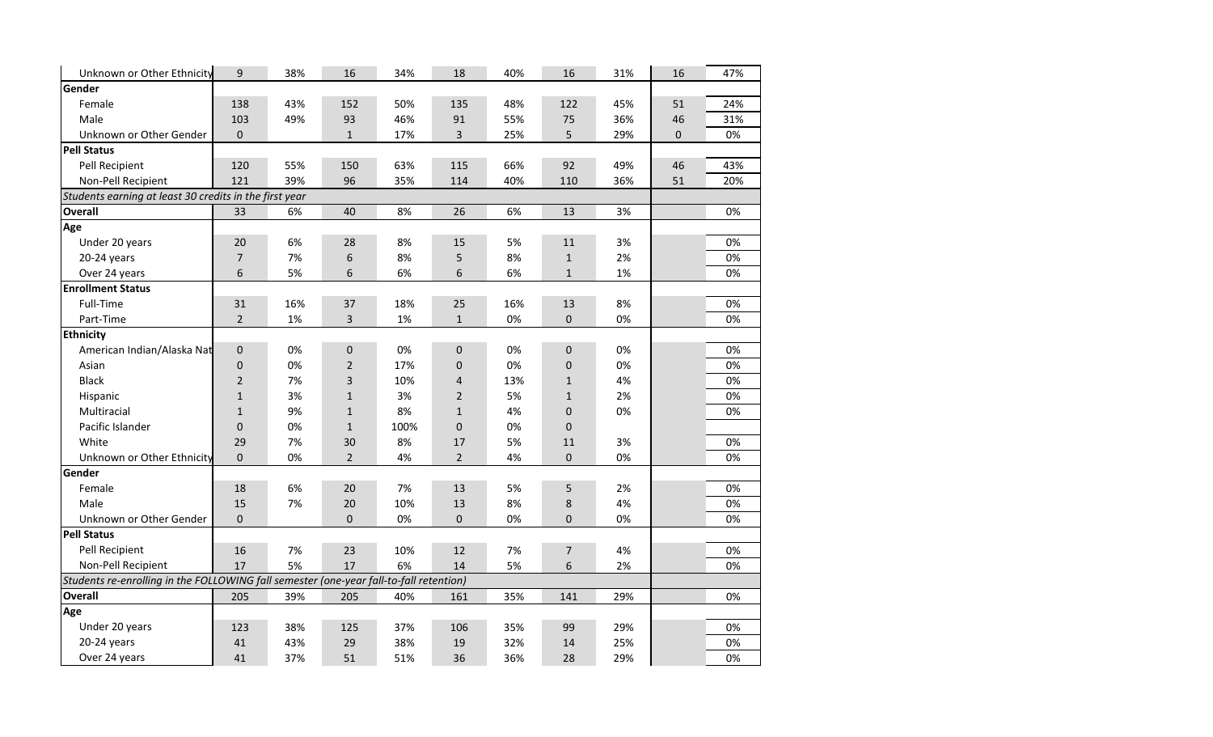| | | | | | | | | | | |
|---|---|---|---|---|---|---|---|---|---|---|
| Unknown or Other Ethnicity | 9 | 38% | 16 | 34% | 18 | 40% | 16 | 31% | 16 | 47% |
| **Gender** | | | | | | | | | | |
| Female | 138 | 43% | 152 | 50% | 135 | 48% | 122 | 45% | 51 | 24% |
| Male | 103 | 49% | 93 | 46% | 91 | 55% | 75 | 36% | 46 | 31% |
| Unknown or Other Gender | 0 | | 1 | 17% | 3 | 25% | 5 | 29% | 0 | 0% |
| **Pell Status** | | | | | | | | | | |
| Pell Recipient | 120 | 55% | 150 | 63% | 115 | 66% | 92 | 49% | 46 | 43% |
| Non-Pell Recipient | 121 | 39% | 96 | 35% | 114 | 40% | 110 | 36% | 51 | 20% |
| *Students earning at least 30 credits in the first year* | | | | | | | | | | |
| **Overall** | 33 | 6% | 40 | 8% | 26 | 6% | 13 | 3% | | 0% |
| **Age** | | | | | | | | | | |
| Under 20 years | 20 | 6% | 28 | 8% | 15 | 5% | 11 | 3% | | 0% |
| 20-24 years | 7 | 7% | 6 | 8% | 5 | 8% | 1 | 2% | | 0% |
| Over 24 years | 6 | 5% | 6 | 6% | 6 | 6% | 1 | 1% | | 0% |
| **Enrollment Status** | | | | | | | | | | |
| Full-Time | 31 | 16% | 37 | 18% | 25 | 16% | 13 | 8% | | 0% |
| Part-Time | 2 | 1% | 3 | 1% | 1 | 0% | 0 | 0% | | 0% |
| **Ethnicity** | | | | | | | | | | |
| American Indian/Alaska Nat | 0 | 0% | 0 | 0% | 0 | 0% | 0 | 0% | | 0% |
| Asian | 0 | 0% | 2 | 17% | 0 | 0% | 0 | 0% | | 0% |
| Black | 2 | 7% | 3 | 10% | 4 | 13% | 1 | 4% | | 0% |
| Hispanic | 1 | 3% | 1 | 3% | 2 | 5% | 1 | 2% | | 0% |
| Multiracial | 1 | 9% | 1 | 8% | 1 | 4% | 0 | 0% | | 0% |
| Pacific Islander | 0 | 0% | 1 | 100% | 0 | 0% | 0 | | | |
| White | 29 | 7% | 30 | 8% | 17 | 5% | 11 | 3% | | 0% |
| Unknown or Other Ethnicity | 0 | 0% | 2 | 4% | 2 | 4% | 0 | 0% | | 0% |
| **Gender** | | | | | | | | | | |
| Female | 18 | 6% | 20 | 7% | 13 | 5% | 5 | 2% | | 0% |
| Male | 15 | 7% | 20 | 10% | 13 | 8% | 8 | 4% | | 0% |
| Unknown or Other Gender | 0 | | 0 | 0% | 0 | 0% | 0 | 0% | | 0% |
| **Pell Status** | | | | | | | | | | |
| Pell Recipient | 16 | 7% | 23 | 10% | 12 | 7% | 7 | 4% | | 0% |
| Non-Pell Recipient | 17 | 5% | 17 | 6% | 14 | 5% | 6 | 2% | | 0% |
| *Students re-enrolling in the FOLLOWING fall semester (one-year fall-to-fall retention)* | | | | | | | | | | |
| **Overall** | 205 | 39% | 205 | 40% | 161 | 35% | 141 | 29% | | 0% |
| **Age** | | | | | | | | | | |
| Under 20 years | 123 | 38% | 125 | 37% | 106 | 35% | 99 | 29% | | 0% |
| 20-24 years | 41 | 43% | 29 | 38% | 19 | 32% | 14 | 25% | | 0% |
| Over 24 years | 41 | 37% | 51 | 51% | 36 | 36% | 28 | 29% | | 0% |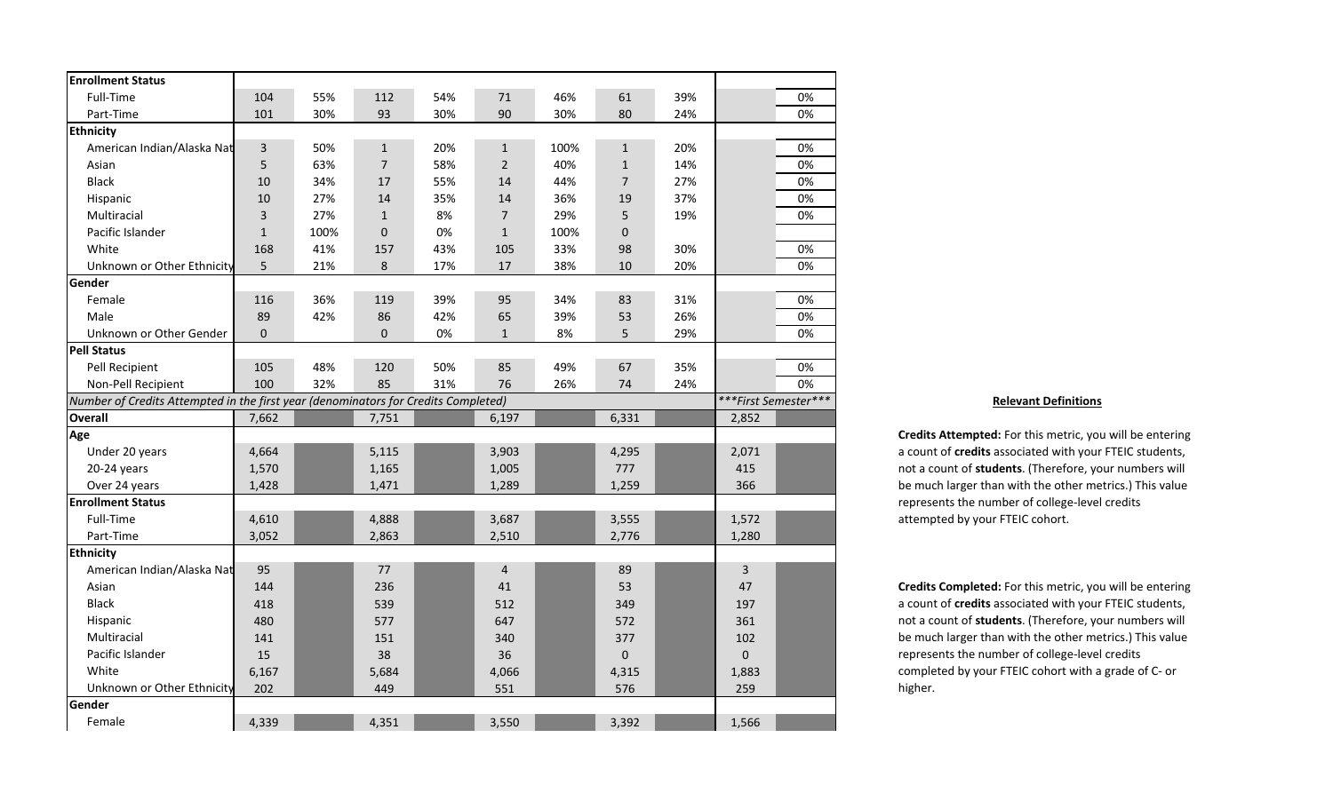| **Enrollment Status** | | | | | | | | | | |
|---|---|---|---|---|---|---|---|---|---|---|
| Full-Time | 104 | 55% | 112 | 54% | 71 | 46% | 61 | 39% | | 0% |
| Part-Time | 101 | 30% | 93 | 30% | 90 | 30% | 80 | 24% | | 0% |
| **Ethnicity** | | | | | | | | | | |
| American Indian/Alaska Nat | 3 | 50% | 1 | 20% | 1 | 100% | 1 | 20% | | 0% |
| Asian | 5 | 63% | 7 | 58% | 2 | 40% | 1 | 14% | | 0% |
| Black | 10 | 34% | 17 | 55% | 14 | 44% | 7 | 27% | | 0% |
| Hispanic | 10 | 27% | 14 | 35% | 14 | 36% | 19 | 37% | | 0% |
| Multiracial | 3 | 27% | 1 | 8% | 7 | 29% | 5 | 19% | | 0% |
| Pacific Islander | 1 | 100% | 0 | 0% | 1 | 100% | 0 | | | |
| White | 168 | 41% | 157 | 43% | 105 | 33% | 98 | 30% | | 0% |
| Unknown or Other Ethnicity | 5 | 21% | 8 | 17% | 17 | 38% | 10 | 20% | | 0% |
| **Gender** | | | | | | | | | | |
| Female | 116 | 36% | 119 | 39% | 95 | 34% | 83 | 31% | | 0% |
| Male | 89 | 42% | 86 | 42% | 65 | 39% | 53 | 26% | | 0% |
| Unknown or Other Gender | 0 | | 0 | 0% | 1 | 8% | 5 | 29% | | 0% |
| **Pell Status** | | | | | | | | | | |
| Pell Recipient | 105 | 48% | 120 | 50% | 85 | 49% | 67 | 35% | | 0% |
| Non-Pell Recipient | 100 | 32% | 85 | 31% | 76 | 26% | 74 | 24% | | 0% |
| *Number of Credits Attempted in the first year (denominators for Credits Completed)* | | | | | | | | | *\*\*\*First Semester\*\*\** | |
| **Overall** | 7,662 | | 7,751 | | 6,197 | | 6,331 | | 2,852 | |
| **Age** | | | | | | | | | | |
| Under 20 years | 4,664 | | 5,115 | | 3,903 | | 4,295 | | 2,071 | |
| 20-24 years | 1,570 | | 1,165 | | 1,005 | | 777 | | 415 | |
| Over 24 years | 1,428 | | 1,471 | | 1,289 | | 1,259 | | 366 | |
| **Enrollment Status** | | | | | | | | | | |
| Full-Time | 4,610 | | 4,888 | | 3,687 | | 3,555 | | 1,572 | |
| Part-Time | 3,052 | | 2,863 | | 2,510 | | 2,776 | | 1,280 | |
| **Ethnicity** | | | | | | | | | | |
| American Indian/Alaska Nat | 95 | | 77 | | 4 | | 89 | | 3 | |
| Asian | 144 | | 236 | | 41 | | 53 | | 47 | |
| Black | 418 | | 539 | | 512 | | 349 | | 197 | |
| Hispanic | 480 | | 577 | | 647 | | 572 | | 361 | |
| Multiracial | 141 | | 151 | | 340 | | 377 | | 102 | |
| Pacific Islander | 15 | | 38 | | 36 | | 0 | | 0 | |
| White | 6,167 | | 5,684 | | 4,066 | | 4,315 | | 1,883 | |
| Unknown or Other Ethnicity | 202 | | 449 | | 551 | | 576 | | 259 | |
| **Gender** | | | | | | | | | | |
| Female | 4,339 | | 4,351 | | 3,550 | | 3,392 | | 1,566 | |

**Relevant Definitions**

**Credits Attempted:** For this metric, you will be entering a count of **credits** associated with your FTEIC students, not a count of **students**. (Therefore, your numbers will be much larger than with the other metrics.) This value represents the number of college-level credits attempted by your FTEIC cohort.

**Credits Completed:** For this metric, you will be entering a count of **credits** associated with your FTEIC students, not a count of **students**. (Therefore, your numbers will be much larger than with the other metrics.) This value represents the number of college-level credits completed by your FTEIC cohort with a grade of C- or higher.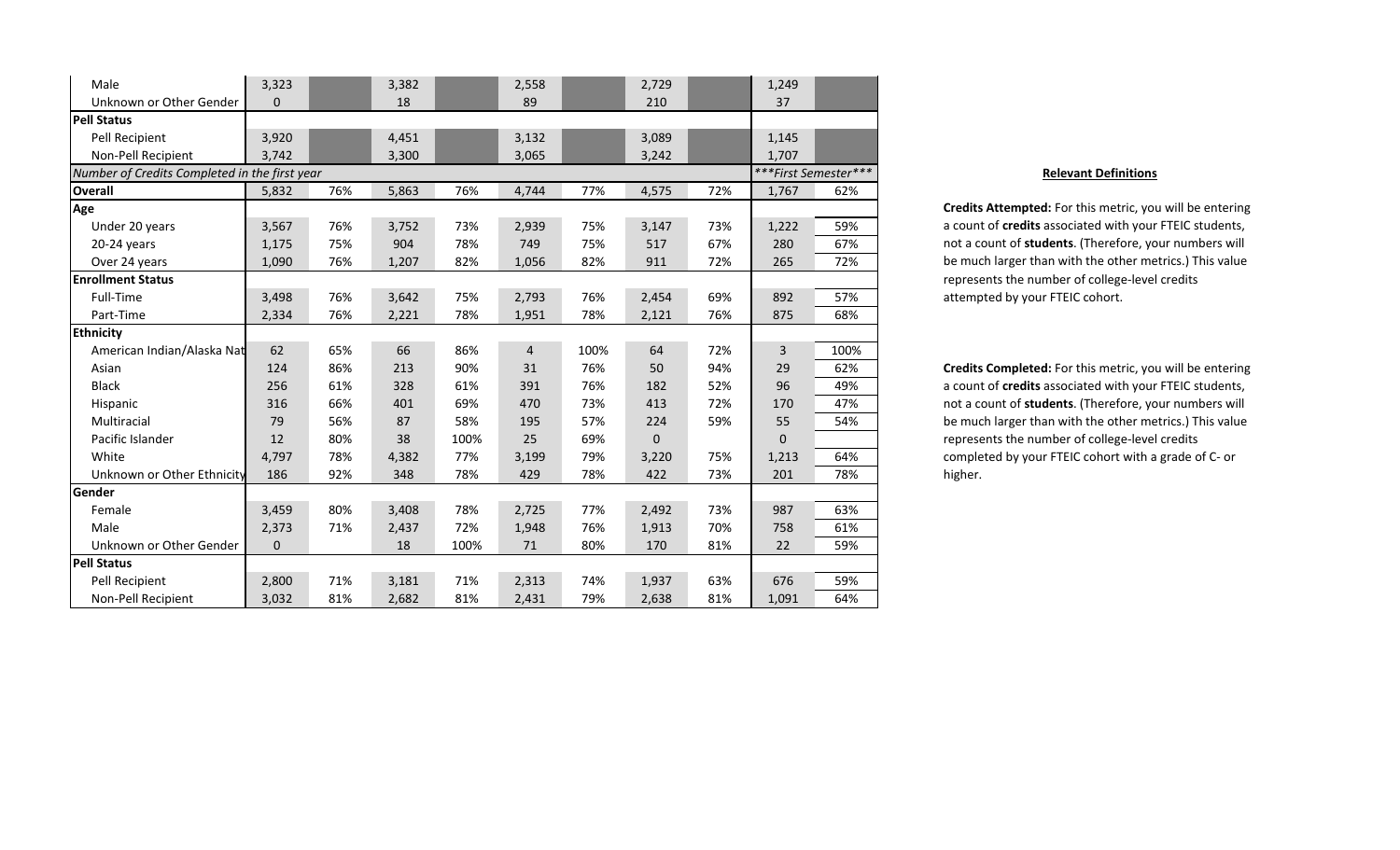| | | | | | | | | | | |
|---|---|---|---|---|---|---|---|---|---|---|
| Male | 3,323 | | 3,382 | | 2,558 | | 2,729 | | 1,249 | |
| Unknown or Other Gender | 0 | | 18 | | 89 | | 210 | | 37 | |
| **Pell Status** | | | | | | | | | | |
| Pell Recipient | 3,920 | | 4,451 | | 3,132 | | 3,089 | | 1,145 | |
| Non-Pell Recipient | 3,742 | | 3,300 | | 3,065 | | 3,242 | | 1,707 | |
| *Number of Credits Completed in the first year* | | | | | | | | | *\*\*\*First Semester\*\*\** | |
| **Overall** | 5,832 | 76% | 5,863 | 76% | 4,744 | 77% | 4,575 | 72% | 1,767 | 62% |
| **Age** | | | | | | | | | | |
| Under 20 years | 3,567 | 76% | 3,752 | 73% | 2,939 | 75% | 3,147 | 73% | 1,222 | 59% |
| 20-24 years | 1,175 | 75% | 904 | 78% | 749 | 75% | 517 | 67% | 280 | 67% |
| Over 24 years | 1,090 | 76% | 1,207 | 82% | 1,056 | 82% | 911 | 72% | 265 | 72% |
| **Enrollment Status** | | | | | | | | | | |
| Full-Time | 3,498 | 76% | 3,642 | 75% | 2,793 | 76% | 2,454 | 69% | 892 | 57% |
| Part-Time | 2,334 | 76% | 2,221 | 78% | 1,951 | 78% | 2,121 | 76% | 875 | 68% |
| **Ethnicity** | | | | | | | | | | |
| American Indian/Alaska Nat | 62 | 65% | 66 | 86% | 4 | 100% | 64 | 72% | 3 | 100% |
| Asian | 124 | 86% | 213 | 90% | 31 | 76% | 50 | 94% | 29 | 62% |
| Black | 256 | 61% | 328 | 61% | 391 | 76% | 182 | 52% | 96 | 49% |
| Hispanic | 316 | 66% | 401 | 69% | 470 | 73% | 413 | 72% | 170 | 47% |
| Multiracial | 79 | 56% | 87 | 58% | 195 | 57% | 224 | 59% | 55 | 54% |
| Pacific Islander | 12 | 80% | 38 | 100% | 25 | 69% | 0 | | 0 | |
| White | 4,797 | 78% | 4,382 | 77% | 3,199 | 79% | 3,220 | 75% | 1,213 | 64% |
| Unknown or Other Ethnicity | 186 | 92% | 348 | 78% | 429 | 78% | 422 | 73% | 201 | 78% |
| **Gender** | | | | | | | | | | |
| Female | 3,459 | 80% | 3,408 | 78% | 2,725 | 77% | 2,492 | 73% | 987 | 63% |
| Male | 2,373 | 71% | 2,437 | 72% | 1,948 | 76% | 1,913 | 70% | 758 | 61% |
| Unknown or Other Gender | 0 | | 18 | 100% | 71 | 80% | 170 | 81% | 22 | 59% |
| **Pell Status** | | | | | | | | | | |
| Pell Recipient | 2,800 | 71% | 3,181 | 71% | 2,313 | 74% | 1,937 | 63% | 676 | 59% |
| Non-Pell Recipient | 3,032 | 81% | 2,682 | 81% | 2,431 | 79% | 2,638 | 81% | 1,091 | 64% |

**Relevant Definitions**

**Credits Attempted:** For this metric, you will be entering a count of **credits** associated with your FTEIC students, not a count of **students**. (Therefore, your numbers will be much larger than with the other metrics.) This value represents the number of college-level credits attempted by your FTEIC cohort.

**Credits Completed:** For this metric, you will be entering a count of **credits** associated with your FTEIC students, not a count of **students**. (Therefore, your numbers will be much larger than with the other metrics.) This value represents the number of college-level credits completed by your FTEIC cohort with a grade of C- or higher.